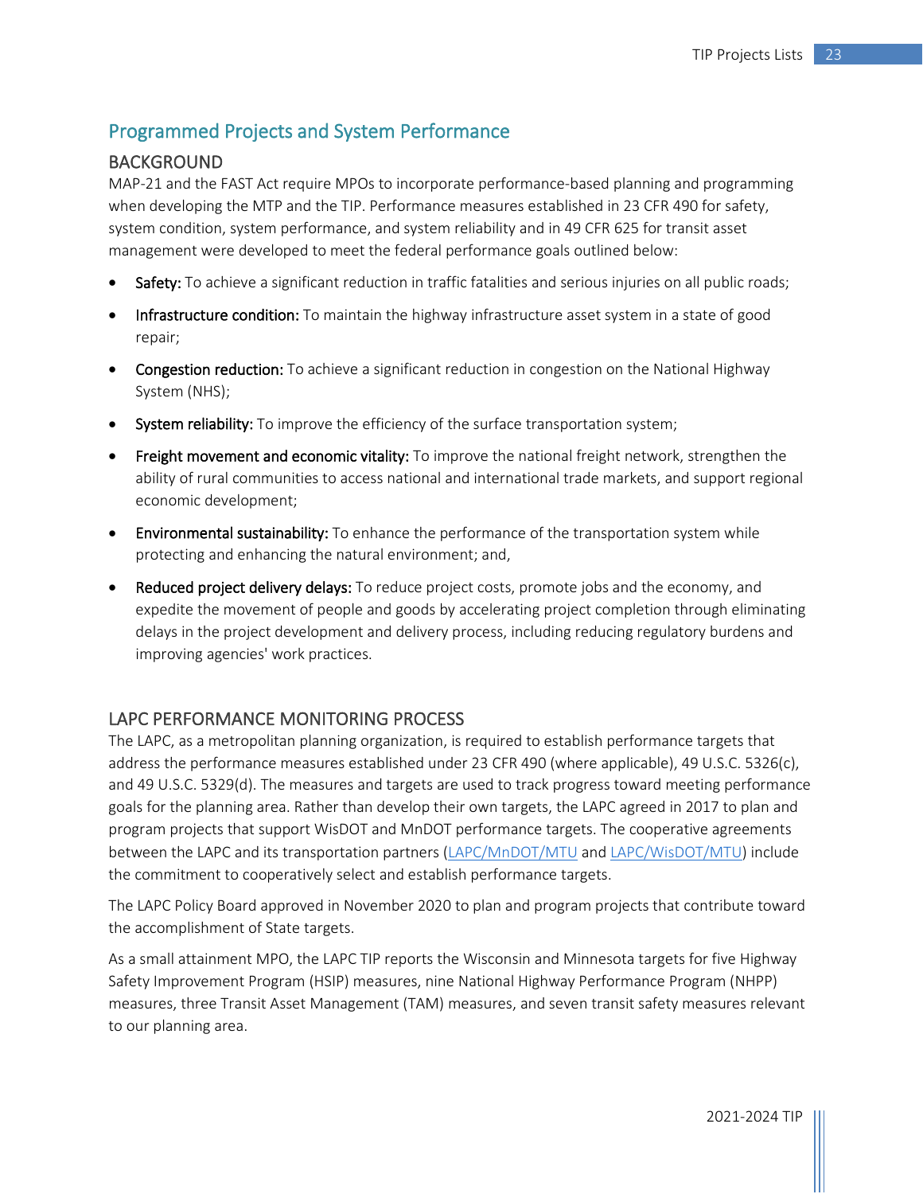## Programmed Projects and System Performance

### BACKGROUND

MAP-21 and the FAST Act require MPOs to incorporate performance-based planning and programming when developing the MTP and the TIP. Performance measures established in 23 CFR 490 for safety, system condition, system performance, and system reliability and in 49 CFR 625 for transit asset management were developed to meet the federal performance goals outlined below:

- **Safety:** To achieve a significant reduction in traffic fatalities and serious injuries on all public roads;
- **Infrastructure condition:** To maintain the highway infrastructure asset system in a state of good repair;
- **Congestion reduction:** To achieve a significant reduction in congestion on the National Highway System (NHS);
- **System reliability:** To improve the efficiency of the surface transportation system;
- **Freight movement and economic vitality:** To improve the national freight network, strengthen the ability of rural communities to access national and international trade markets, and support regional economic development;
- **Environmental sustainability:** To enhance the performance of the transportation system while protecting and enhancing the natural environment; and,
- **Reduced project delivery delays:** To reduce project costs, promote jobs and the economy, and expedite the movement of people and goods by accelerating project completion through eliminating delays in the project development and delivery process, including reducing regulatory burdens and improving agencies' work practices.

### LAPC PERFORMANCE MONITORING PROCESS

The LAPC, as a metropolitan planning organization, is required to establish performance targets that address the performance measures established under 23 CFR 490 (where applicable), 49 U.S.C. 5326(c), and 49 U.S.C. 5329(d). The measures and targets are used to track progress toward meeting performance goals for the planning area. Rather than develop their own targets, the LAPC agreed in 2017 to plan and program projects that support WisDOT and MnDOT performance targets. The cooperative agreements between the LAPC and its transportation partners (LAPC/MnDOT/MTU and LAPC/WisDOT/MTU) include the commitment to cooperatively select and establish performance targets.

The LAPC Policy Board approved in November 2020 to plan and program projects that contribute toward the accomplishment of State targets.

As a small attainment MPO, the LAPC TIP reports the Wisconsin and Minnesota targets for five Highway Safety Improvement Program (HSIP) measures, nine National Highway Performance Program (NHPP) measures, three Transit Asset Management (TAM) measures, and seven transit safety measures relevant to our planning area.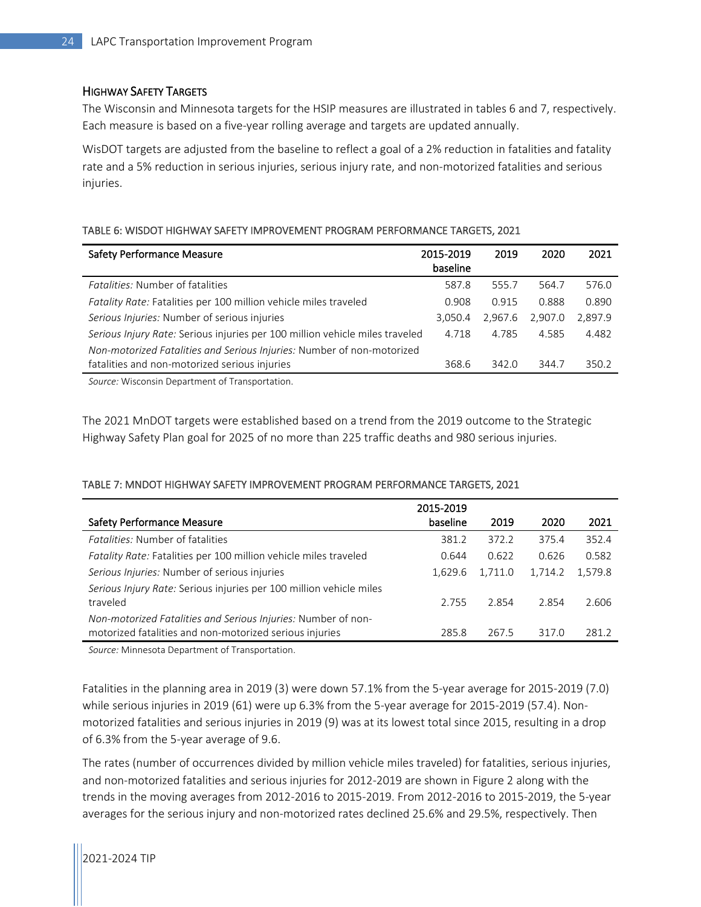### Highway Safety Targets

The Wisconsin and Minnesota targets for the HSIP measures are illustrated in tables 6 and 7, respectively. Each measure is based on a five-year rolling average and targets are updated annually.

WisDOT targets are adjusted from the baseline to reflect a goal of a 2% reduction in fatalities and fatality rate and a 5% reduction in serious injuries, serious injury rate, and non-motorized fatalities and serious injuries.

TABLE 6: WISDOT HIGHWAY SAFETY IMPROVEMENT PROGRAM PERFORMANCE TARGETS, 2021

| Safety Performance Measure | 2015-2019 baseline | 2019 | 2020 | 2021 |
|---|---|---|---|---|
| *Fatalities:* Number of fatalities | 587.8 | 555.7 | 564.7 | 576.0 |
| *Fatality Rate:* Fatalities per 100 million vehicle miles traveled | 0.908 | 0.915 | 0.888 | 0.890 |
| *Serious Injuries:* Number of serious injuries | 3,050.4 | 2,967.6 | 2,907.0 | 2,897.9 |
| *Serious Injury Rate:* Serious injuries per 100 million vehicle miles traveled | 4.718 | 4.785 | 4.585 | 4.482 |
| *Non-motorized Fatalities and Serious Injuries:* Number of non-motorized fatalities and non-motorized serious injuries | 368.6 | 342.0 | 344.7 | 350.2 |

*Source:* Wisconsin Department of Transportation.

The 2021 MnDOT targets were established based on a trend from the 2019 outcome to the Strategic Highway Safety Plan goal for 2025 of no more than 225 traffic deaths and 980 serious injuries.

TABLE 7: MNDOT HIGHWAY SAFETY IMPROVEMENT PROGRAM PERFORMANCE TARGETS, 2021

| Safety Performance Measure | 2015-2019 baseline | 2019 | 2020 | 2021 |
|---|---|---|---|---|
| *Fatalities:* Number of fatalities | 381.2 | 372.2 | 375.4 | 352.4 |
| *Fatality Rate:* Fatalities per 100 million vehicle miles traveled | 0.644 | 0.622 | 0.626 | 0.582 |
| *Serious Injuries:* Number of serious injuries | 1,629.6 | 1,711.0 | 1,714.2 | 1,579.8 |
| *Serious Injury Rate:* Serious injuries per 100 million vehicle miles traveled | 2.755 | 2.854 | 2.854 | 2.606 |
| *Non-motorized Fatalities and Serious Injuries:* Number of non-motorized fatalities and non-motorized serious injuries | 285.8 | 267.5 | 317.0 | 281.2 |

*Source:* Minnesota Department of Transportation.

Fatalities in the planning area in 2019 (3) were down 57.1% from the 5-year average for 2015-2019 (7.0) while serious injuries in 2019 (61) were up 6.3% from the 5-year average for 2015-2019 (57.4). Non-motorized fatalities and serious injuries in 2019 (9) was at its lowest total since 2015, resulting in a drop of 6.3% from the 5-year average of 9.6.

The rates (number of occurrences divided by million vehicle miles traveled) for fatalities, serious injuries, and non-motorized fatalities and serious injuries for 2012-2019 are shown in Figure 2 along with the trends in the moving averages from 2012-2016 to 2015-2019. From 2012-2016 to 2015-2019, the 5-year averages for the serious injury and non-motorized rates declined 25.6% and 29.5%, respectively. Then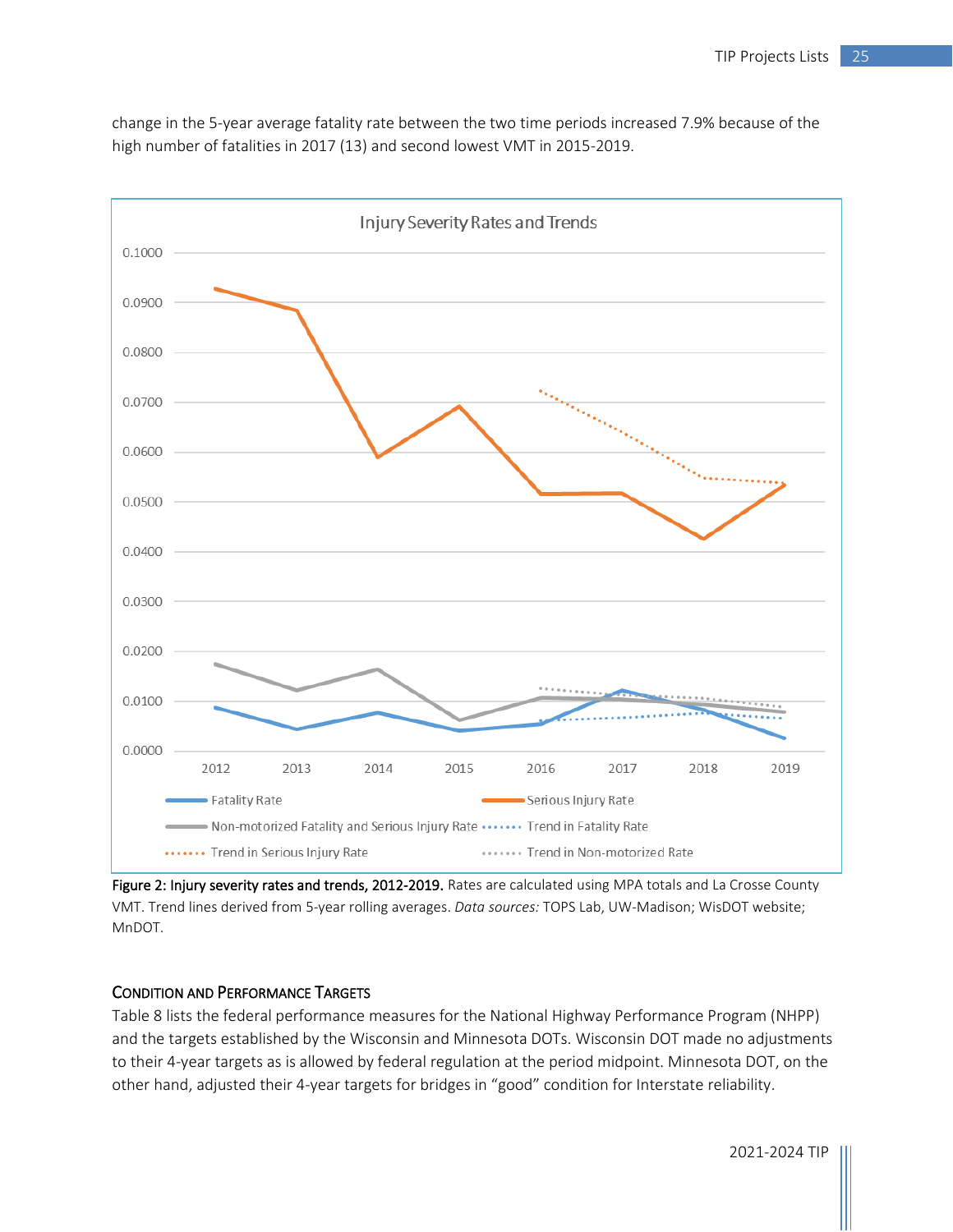change in the 5-year average fatality rate between the two time periods increased 7.9% because of the high number of fatalities in 2017 (13) and second lowest VMT in 2015-2019.

**Figure 2: Injury severity rates and trends, 2012-2019.** Rates are calculated using MPA totals and La Crosse County VMT. Trend lines derived from 5-year rolling averages. *Data sources:* TOPS Lab, UW-Madison; WisDOT website; MnDOT.

### Condition and Performance Targets

Table 8 lists the federal performance measures for the National Highway Performance Program (NHPP) and the targets established by the Wisconsin and Minnesota DOTs. Wisconsin DOT made no adjustments to their 4-year targets as is allowed by federal regulation at the period midpoint. Minnesota DOT, on the other hand, adjusted their 4-year targets for bridges in "good" condition for Interstate reliability.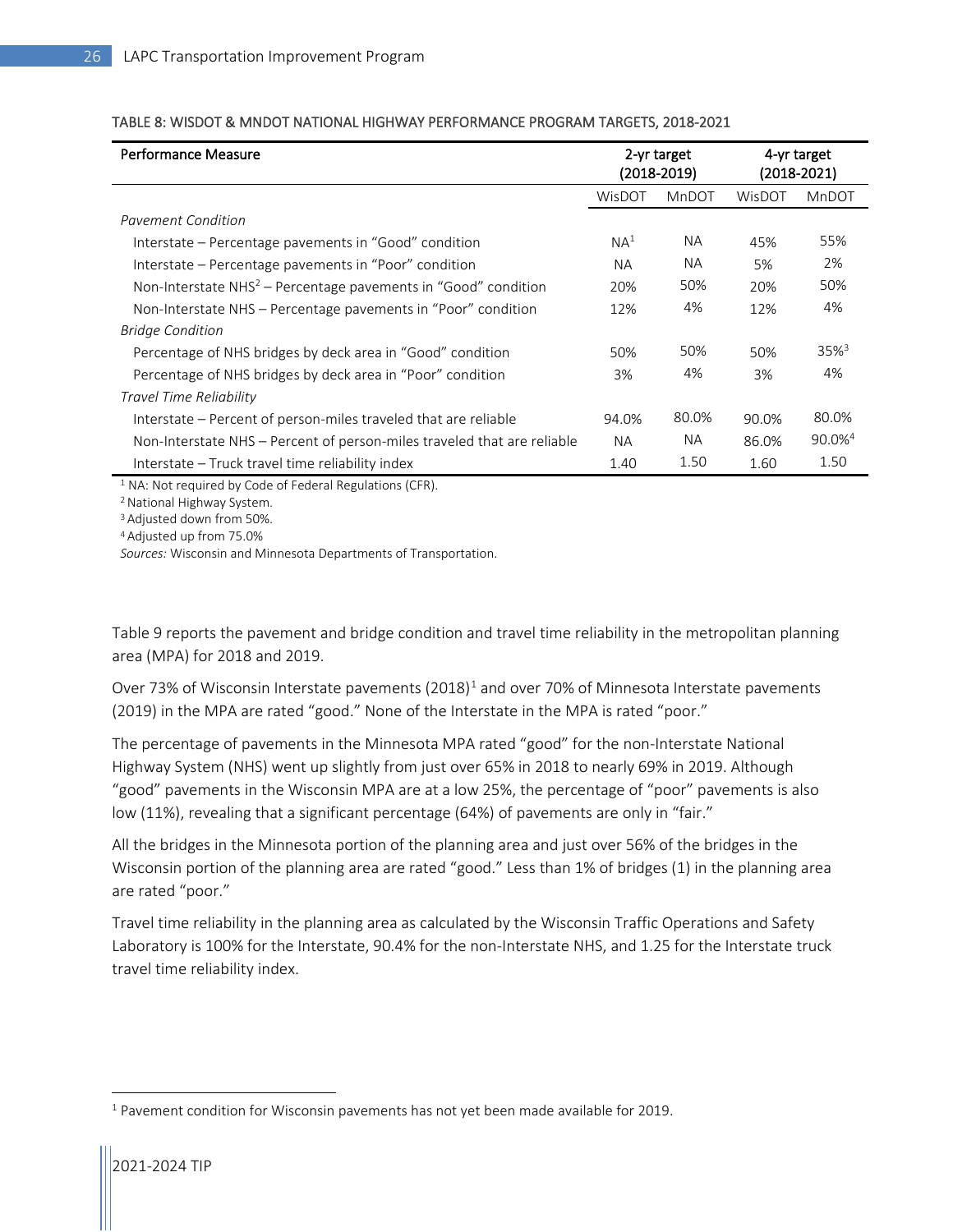TABLE 8: WISDOT & MNDOT NATIONAL HIGHWAY PERFORMANCE PROGRAM TARGETS, 2018-2021

| Performance Measure | 2-yr target (2018-2019) | | 4-yr target (2018-2021) | |
|---|---|---|---|---|
| | WisDOT | MnDOT | WisDOT | MnDOT |
| *Pavement Condition* | | | | |
| Interstate – Percentage pavements in "Good" condition | NA[1] | NA | 45% | 55% |
| Interstate – Percentage pavements in "Poor" condition | NA | NA | 5% | 2% |
| Non-Interstate NHS[2] – Percentage pavements in "Good" condition | 20% | 50% | 20% | 50% |
| Non-Interstate NHS – Percentage pavements in "Poor" condition | 12% | 4% | 12% | 4% |
| *Bridge Condition* | | | | |
| Percentage of NHS bridges by deck area in "Good" condition | 50% | 50% | 50% | 35%[3] |
| Percentage of NHS bridges by deck area in "Poor" condition | 3% | 4% | 3% | 4% |
| *Travel Time Reliability* | | | | |
| Interstate – Percent of person-miles traveled that are reliable | 94.0% | 80.0% | 90.0% | 80.0% |
| Non-Interstate NHS – Percent of person-miles traveled that are reliable | NA | NA | 86.0% | 90.0%[4] |
| Interstate – Truck travel time reliability index | 1.40 | 1.50 | 1.60 | 1.50 |

[1] NA: Not required by Code of Federal Regulations (CFR).
[2] National Highway System.
[3] Adjusted down from 50%.
[4] Adjusted up from 75.0%
*Sources:* Wisconsin and Minnesota Departments of Transportation.

Table 9 reports the pavement and bridge condition and travel time reliability in the metropolitan planning area (MPA) for 2018 and 2019.

Over 73% of Wisconsin Interstate pavements (2018)[1] and over 70% of Minnesota Interstate pavements (2019) in the MPA are rated "good." None of the Interstate in the MPA is rated "poor."

The percentage of pavements in the Minnesota MPA rated "good" for the non-Interstate National Highway System (NHS) went up slightly from just over 65% in 2018 to nearly 69% in 2019. Although "good" pavements in the Wisconsin MPA are at a low 25%, the percentage of "poor" pavements is also low (11%), revealing that a significant percentage (64%) of pavements are only in "fair."

All the bridges in the Minnesota portion of the planning area and just over 56% of the bridges in the Wisconsin portion of the planning area are rated "good." Less than 1% of bridges (1) in the planning area are rated "poor."

Travel time reliability in the planning area as calculated by the Wisconsin Traffic Operations and Safety Laboratory is 100% for the Interstate, 90.4% for the non-Interstate NHS, and 1.25 for the Interstate truck travel time reliability index.

[1] Pavement condition for Wisconsin pavements has not yet been made available for 2019.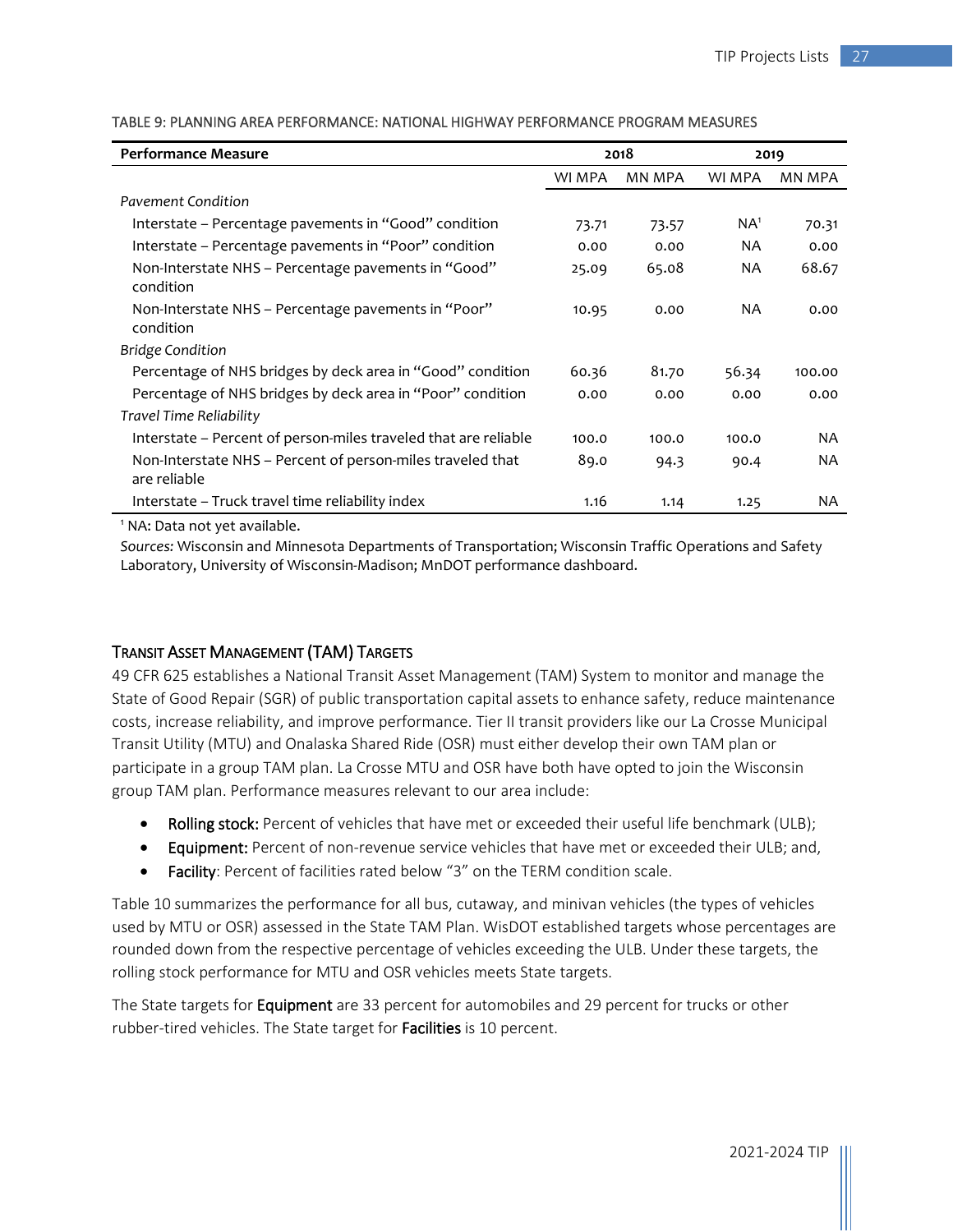TABLE 9: PLANNING AREA PERFORMANCE: NATIONAL HIGHWAY PERFORMANCE PROGRAM MEASURES

| Performance Measure | 2018 | | 2019 | |
|---|---|---|---|---|
| | WI MPA | MN MPA | WI MPA | MN MPA |
| *Pavement Condition* | | | | |
| Interstate – Percentage pavements in "Good" condition | 73.71 | 73.57 | NA[1] | 70.31 |
| Interstate – Percentage pavements in "Poor" condition | 0.00 | 0.00 | NA | 0.00 |
| Non-Interstate NHS – Percentage pavements in "Good" condition | 25.09 | 65.08 | NA | 68.67 |
| Non-Interstate NHS – Percentage pavements in "Poor" condition | 10.95 | 0.00 | NA | 0.00 |
| *Bridge Condition* | | | | |
| Percentage of NHS bridges by deck area in "Good" condition | 60.36 | 81.70 | 56.34 | 100.00 |
| Percentage of NHS bridges by deck area in "Poor" condition | 0.00 | 0.00 | 0.00 | 0.00 |
| *Travel Time Reliability* | | | | |
| Interstate – Percent of person-miles traveled that are reliable | 100.0 | 100.0 | 100.0 | NA |
| Non-Interstate NHS – Percent of person-miles traveled that are reliable | 89.0 | 94.3 | 90.4 | NA |
| Interstate – Truck travel time reliability index | 1.16 | 1.14 | 1.25 | NA |

[1] NA: Data not yet available.

*Sources:* Wisconsin and Minnesota Departments of Transportation; Wisconsin Traffic Operations and Safety Laboratory, University of Wisconsin-Madison; MnDOT performance dashboard.

## Transit Asset Management (TAM) Targets

49 CFR 625 establishes a National Transit Asset Management (TAM) System to monitor and manage the State of Good Repair (SGR) of public transportation capital assets to enhance safety, reduce maintenance costs, increase reliability, and improve performance. Tier II transit providers like our La Crosse Municipal Transit Utility (MTU) and Onalaska Shared Ride (OSR) must either develop their own TAM plan or participate in a group TAM plan. La Crosse MTU and OSR have both have opted to join the Wisconsin group TAM plan. Performance measures relevant to our area include:

- **Rolling stock:** Percent of vehicles that have met or exceeded their useful life benchmark (ULB);
- **Equipment:** Percent of non-revenue service vehicles that have met or exceeded their ULB; and,
- **Facility**: Percent of facilities rated below "3" on the TERM condition scale.

Table 10 summarizes the performance for all bus, cutaway, and minivan vehicles (the types of vehicles used by MTU or OSR) assessed in the State TAM Plan. WisDOT established targets whose percentages are rounded down from the respective percentage of vehicles exceeding the ULB. Under these targets, the rolling stock performance for MTU and OSR vehicles meets State targets.

The State targets for **Equipment** are 33 percent for automobiles and 29 percent for trucks or other rubber-tired vehicles. The State target for **Facilities** is 10 percent.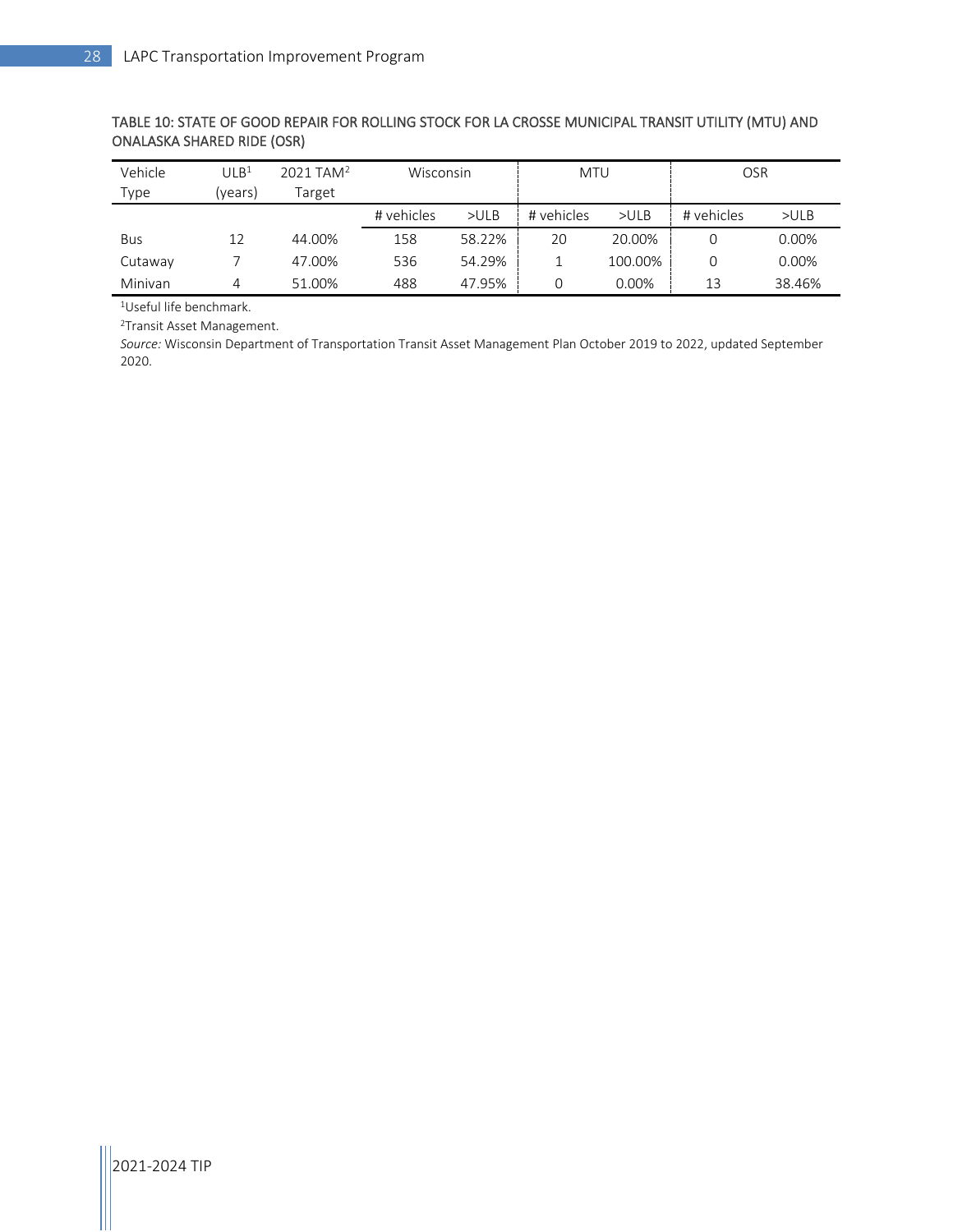TABLE 10: STATE OF GOOD REPAIR FOR ROLLING STOCK FOR LA CROSSE MUNICIPAL TRANSIT UTILITY (MTU) AND ONALASKA SHARED RIDE (OSR)

| Vehicle Type | ULB[1] (years) | 2021 TAM[2] Target | Wisconsin | | MTU | | OSR | |
|---|---|---|---|---|---|---|---|---|
| | | | # vehicles | >ULB | # vehicles | >ULB | # vehicles | >ULB |
| Bus | 12 | 44.00% | 158 | 58.22% | 20 | 20.00% | 0 | 0.00% |
| Cutaway | 7 | 47.00% | 536 | 54.29% | 1 | 100.00% | 0 | 0.00% |
| Minivan | 4 | 51.00% | 488 | 47.95% | 0 | 0.00% | 13 | 38.46% |

[1]Useful life benchmark.

[2]Transit Asset Management.

*Source:* Wisconsin Department of Transportation Transit Asset Management Plan October 2019 to 2022, updated September 2020.